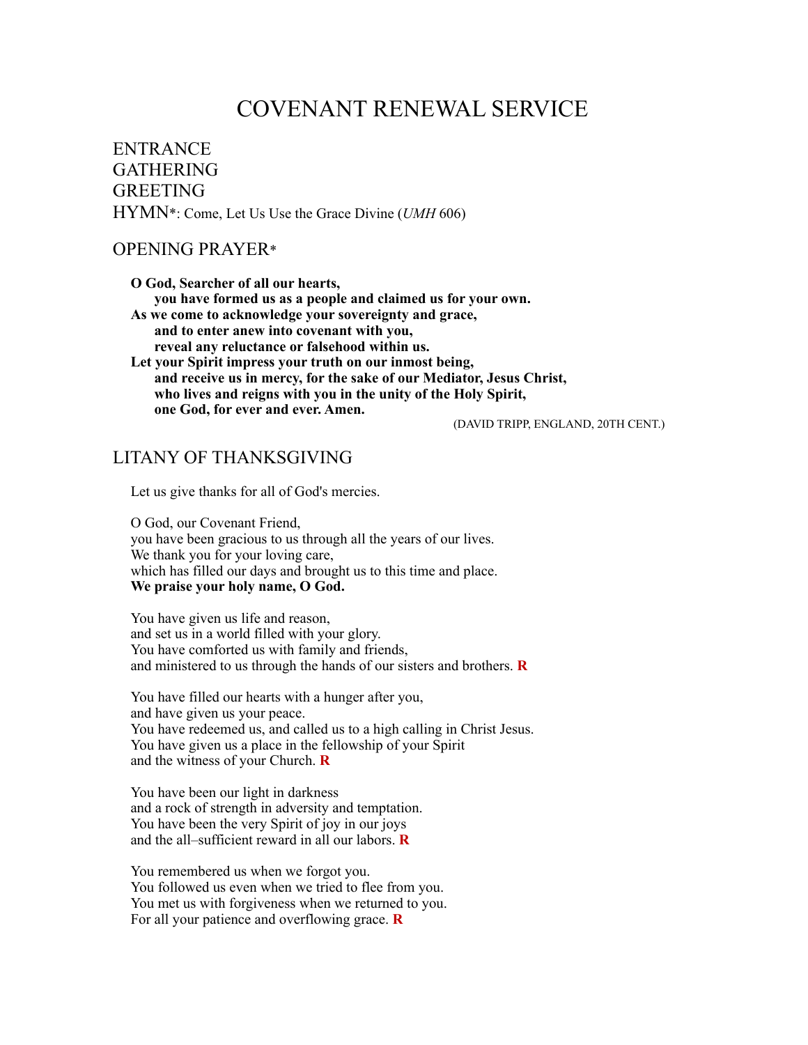# COVENANT RENEWAL SERVICE

ENTRANCE
GATHERING
GREETING
HYMN*: Come, Let Us Use the Grace Divine (*UMH* 606)

## OPENING PRAYER*

**O God, Searcher of all our hearts,**
**you have formed us as a people and claimed us for your own.**
**As we come to acknowledge your sovereignty and grace,**
**and to enter anew into covenant with you,**
**reveal any reluctance or falsehood within us.**
**Let your Spirit impress your truth on our inmost being,**
**and receive us in mercy, for the sake of our Mediator, Jesus Christ,**
**who lives and reigns with you in the unity of the Holy Spirit,**
**one God, for ever and ever. Amen.**

(DAVID TRIPP, ENGLAND, 20TH CENT.)

## LITANY OF THANKSGIVING

Let us give thanks for all of God's mercies.

O God, our Covenant Friend,
you have been gracious to us through all the years of our lives.
We thank you for your loving care,
which has filled our days and brought us to this time and place.
**We praise your holy name, O God.**

You have given us life and reason,
and set us in a world filled with your glory.
You have comforted us with family and friends,
and ministered to us through the hands of our sisters and brothers. **R**

You have filled our hearts with a hunger after you,
and have given us your peace.
You have redeemed us, and called us to a high calling in Christ Jesus.
You have given us a place in the fellowship of your Spirit
and the witness of your Church. **R**

You have been our light in darkness
and a rock of strength in adversity and temptation.
You have been the very Spirit of joy in our joys
and the all–sufficient reward in all our labors. **R**

You remembered us when we forgot you.
You followed us even when we tried to flee from you.
You met us with forgiveness when we returned to you.
For all your patience and overflowing grace. **R**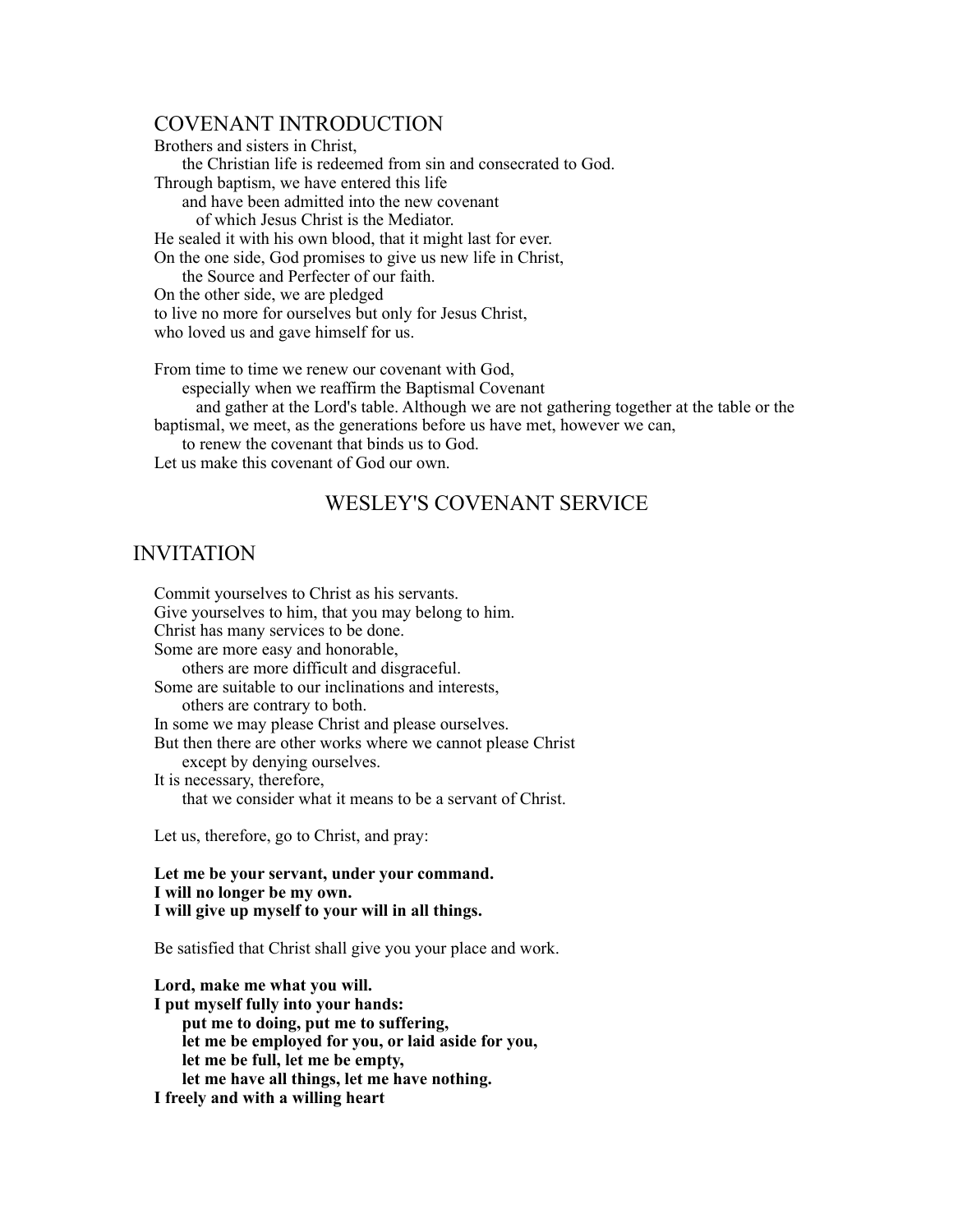## COVENANT INTRODUCTION

Brothers and sisters in Christ,
the Christian life is redeemed from sin and consecrated to God.
Through baptism, we have entered this life
and have been admitted into the new covenant
of which Jesus Christ is the Mediator.
He sealed it with his own blood, that it might last for ever.
On the one side, God promises to give us new life in Christ,
the Source and Perfecter of our faith.
On the other side, we are pledged
to live no more for ourselves but only for Jesus Christ,
who loved us and gave himself for us.

From time to time we renew our covenant with God,
especially when we reaffirm the Baptismal Covenant
and gather at the Lord's table. Although we are not gathering together at the table or the baptismal, we meet, as the generations before us have met, however we can,
to renew the covenant that binds us to God.
Let us make this covenant of God our own.

# WESLEY'S COVENANT SERVICE

## INVITATION

Commit yourselves to Christ as his servants.
Give yourselves to him, that you may belong to him.
Christ has many services to be done.
Some are more easy and honorable,
others are more difficult and disgraceful.
Some are suitable to our inclinations and interests,
others are contrary to both.
In some we may please Christ and please ourselves.
But then there are other works where we cannot please Christ
except by denying ourselves.
It is necessary, therefore,
that we consider what it means to be a servant of Christ.

Let us, therefore, go to Christ, and pray:

**Let me be your servant, under your command.**
**I will no longer be my own.**
**I will give up myself to your will in all things.**

Be satisfied that Christ shall give you your place and work.

**Lord, make me what you will.**
**I put myself fully into your hands:**
**put me to doing, put me to suffering,**
**let me be employed for you, or laid aside for you,**
**let me be full, let me be empty,**
**let me have all things, let me have nothing.**
**I freely and with a willing heart**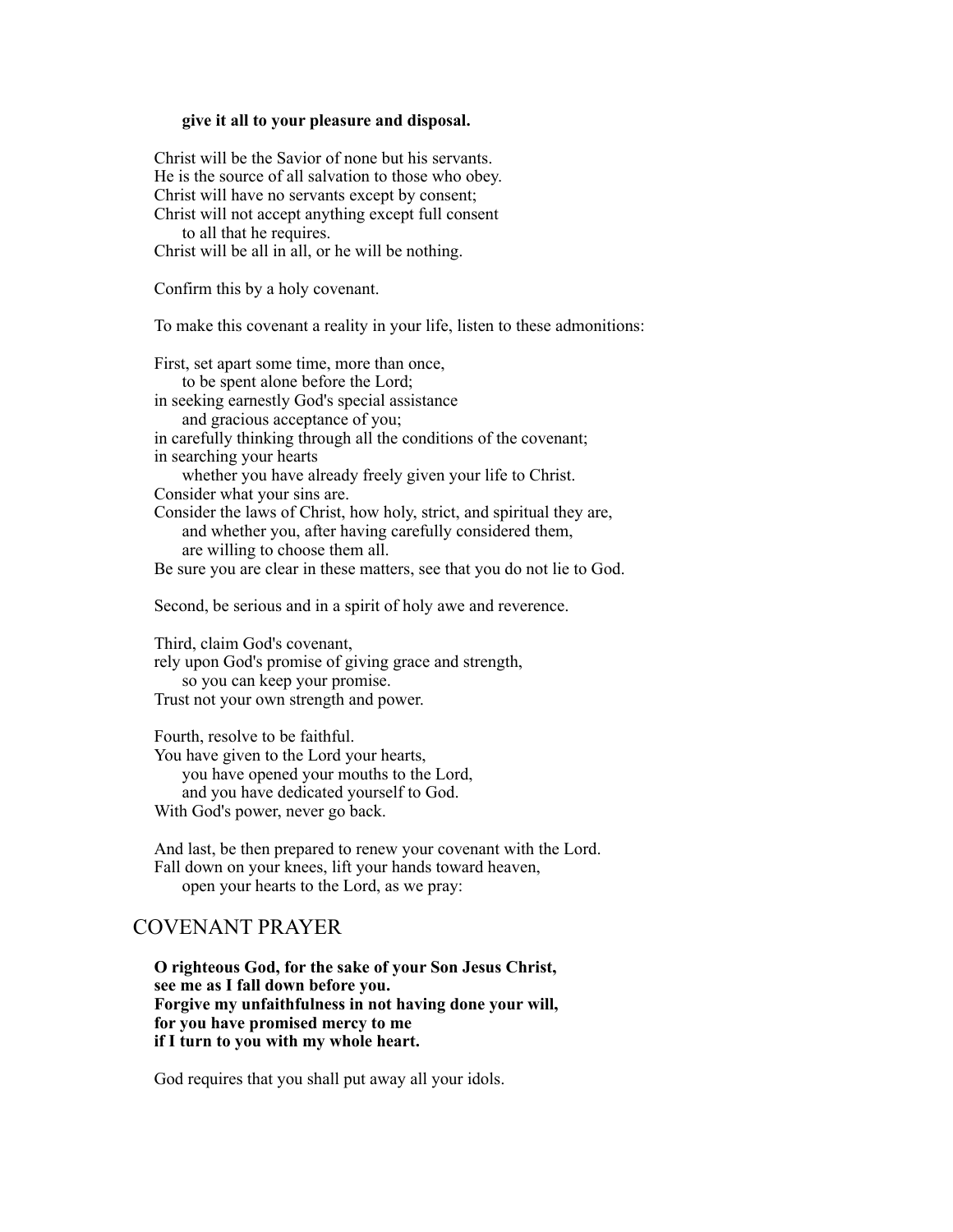**give it all to your pleasure and disposal.**

Christ will be the Savior of none but his servants.
He is the source of all salvation to those who obey.
Christ will have no servants except by consent;
Christ will not accept anything except full consent
to all that he requires.
Christ will be all in all, or he will be nothing.

Confirm this by a holy covenant.

To make this covenant a reality in your life, listen to these admonitions:

First, set apart some time, more than once,
to be spent alone before the Lord;
in seeking earnestly God's special assistance
and gracious acceptance of you;
in carefully thinking through all the conditions of the covenant;
in searching your hearts
whether you have already freely given your life to Christ.
Consider what your sins are.
Consider the laws of Christ, how holy, strict, and spiritual they are,
and whether you, after having carefully considered them,
are willing to choose them all.
Be sure you are clear in these matters, see that you do not lie to God.

Second, be serious and in a spirit of holy awe and reverence.

Third, claim God's covenant,
rely upon God's promise of giving grace and strength,
so you can keep your promise.
Trust not your own strength and power.

Fourth, resolve to be faithful.
You have given to the Lord your hearts,
you have opened your mouths to the Lord,
and you have dedicated yourself to God.
With God's power, never go back.

And last, be then prepared to renew your covenant with the Lord.
Fall down on your knees, lift your hands toward heaven,
open your hearts to the Lord, as we pray:

## COVENANT PRAYER

**O righteous God, for the sake of your Son Jesus Christ,**
**see me as I fall down before you.**
**Forgive my unfaithfulness in not having done your will,**
**for you have promised mercy to me**
**if I turn to you with my whole heart.**

God requires that you shall put away all your idols.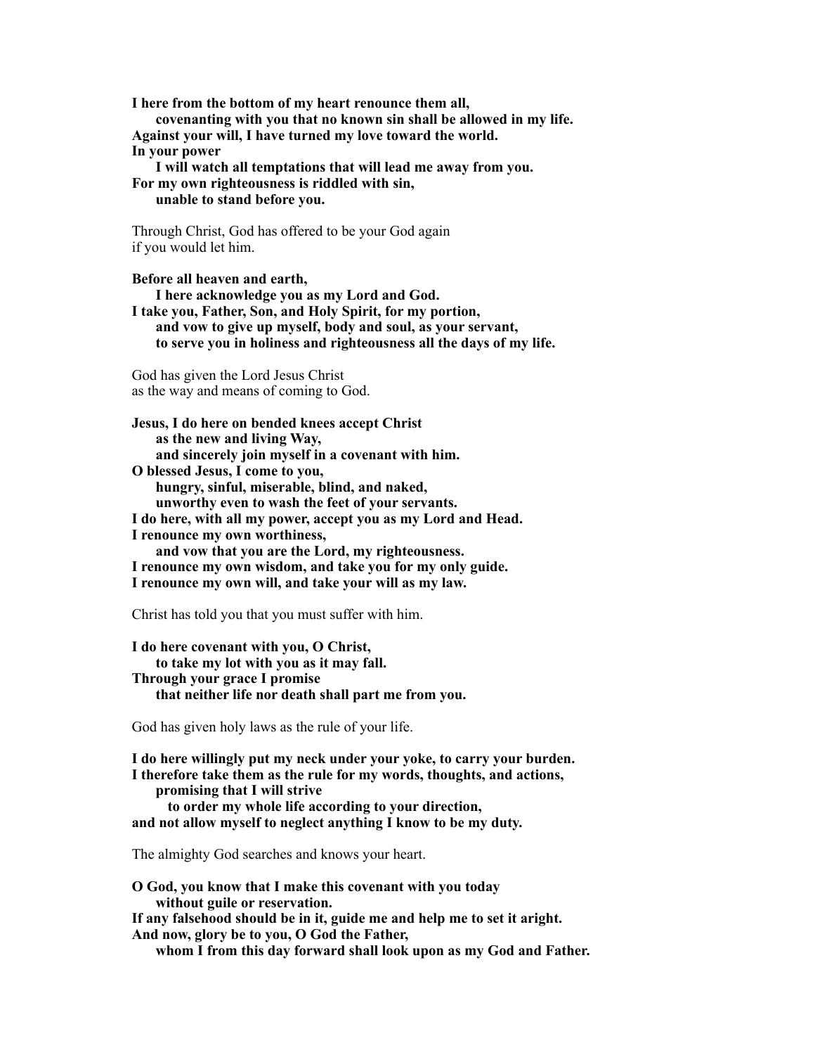**I here from the bottom of my heart renounce them all,**
**covenanting with you that no known sin shall be allowed in my life.**
**Against your will, I have turned my love toward the world.**
**In your power**
**I will watch all temptations that will lead me away from you.**
**For my own righteousness is riddled with sin,**
**unable to stand before you.**

Through Christ, God has offered to be your God again
if you would let him.

**Before all heaven and earth,**
**I here acknowledge you as my Lord and God.**
**I take you, Father, Son, and Holy Spirit, for my portion,**
**and vow to give up myself, body and soul, as your servant,**
**to serve you in holiness and righteousness all the days of my life.**

God has given the Lord Jesus Christ
as the way and means of coming to God.

**Jesus, I do here on bended knees accept Christ**
**as the new and living Way,**
**and sincerely join myself in a covenant with him.**
**O blessed Jesus, I come to you,**
**hungry, sinful, miserable, blind, and naked,**
**unworthy even to wash the feet of your servants.**
**I do here, with all my power, accept you as my Lord and Head.**
**I renounce my own worthiness,**
**and vow that you are the Lord, my righteousness.**
**I renounce my own wisdom, and take you for my only guide.**
**I renounce my own will, and take your will as my law.**

Christ has told you that you must suffer with him.

**I do here covenant with you, O Christ,**
**to take my lot with you as it may fall.**
**Through your grace I promise**
**that neither life nor death shall part me from you.**

God has given holy laws as the rule of your life.

**I do here willingly put my neck under your yoke, to carry your burden.**
**I therefore take them as the rule for my words, thoughts, and actions,**
**promising that I will strive**
**to order my whole life according to your direction,**
**and not allow myself to neglect anything I know to be my duty.**

The almighty God searches and knows your heart.

**O God, you know that I make this covenant with you today**
**without guile or reservation.**
**If any falsehood should be in it, guide me and help me to set it aright.**
**And now, glory be to you, O God the Father,**
**whom I from this day forward shall look upon as my God and Father.**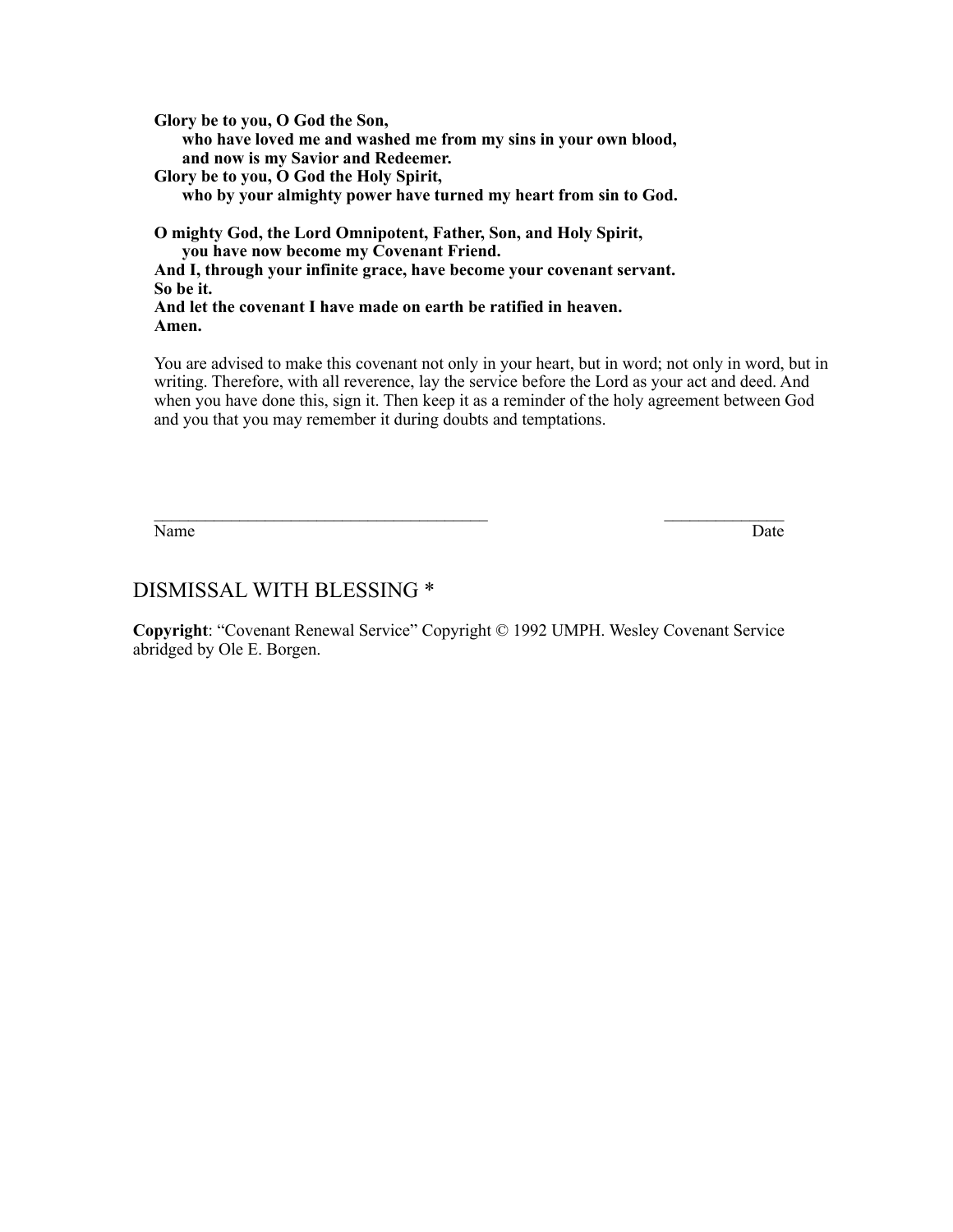**Glory be to you, O God the Son,**
**who have loved me and washed me from my sins in your own blood,**
**and now is my Savior and Redeemer.**
**Glory be to you, O God the Holy Spirit,**
**who by your almighty power have turned my heart from sin to God.**

**O mighty God, the Lord Omnipotent, Father, Son, and Holy Spirit,**
**you have now become my Covenant Friend.**
**And I, through your infinite grace, have become your covenant servant.**
**So be it.**
**And let the covenant I have made on earth be ratified in heaven.**
**Amen.**

You are advised to make this covenant not only in your heart, but in word; not only in word, but in writing. Therefore, with all reverence, lay the service before the Lord as your act and deed. And when you have done this, sign it. Then keep it as a reminder of the holy agreement between God and you that you may remember it during doubts and temptations.

______________________________________ ______________
Name Date

## DISMISSAL WITH BLESSING *

**Copyright**: "Covenant Renewal Service" Copyright © 1992 UMPH. Wesley Covenant Service abridged by Ole E. Borgen.